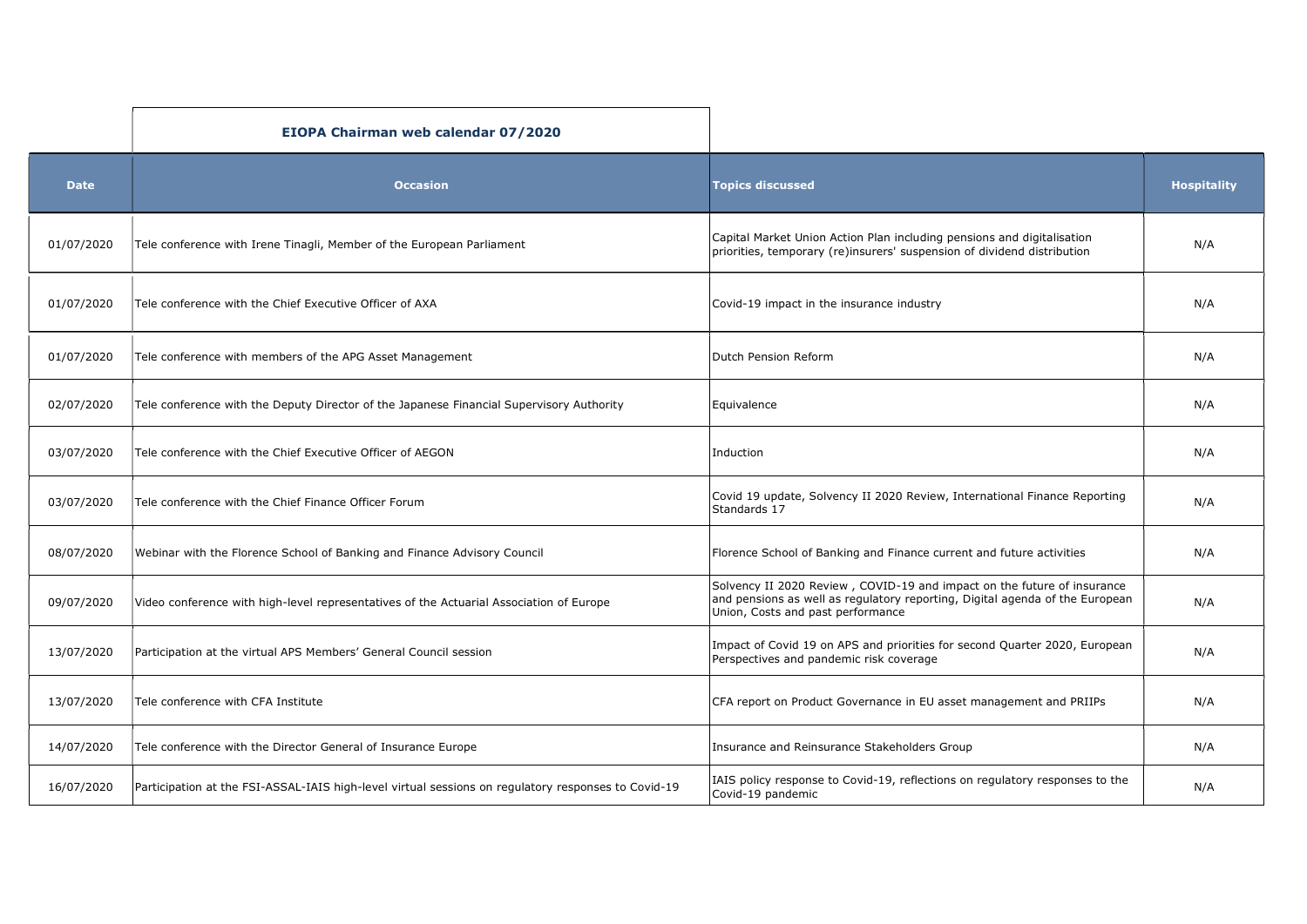# EIOPA Chairman web calendar 07/2020

| Date | Occasion | Topics discussed | Hospitality |
|---|---|---|---|
| 01/07/2020 | Tele conference with Irene Tinagli, Member of the European Parliament | Capital Market Union Action Plan including pensions and digitalisation priorities, temporary (re)insurers' suspension of dividend distribution | N/A |
| 01/07/2020 | Tele conference with the Chief Executive Officer of AXA | Covid-19 impact in the insurance industry | N/A |
| 01/07/2020 | Tele conference with members of the APG Asset Management | Dutch Pension Reform | N/A |
| 02/07/2020 | Tele conference with the Deputy Director of the Japanese Financial Supervisory Authority | Equivalence | N/A |
| 03/07/2020 | Tele conference with the Chief Executive Officer of AEGON | Induction | N/A |
| 03/07/2020 | Tele conference with the Chief Finance Officer Forum | Covid 19 update, Solvency II 2020 Review, International Finance Reporting Standards 17 | N/A |
| 08/07/2020 | Webinar with the Florence School of Banking and Finance Advisory Council | Florence School of Banking and Finance current and future activities | N/A |
| 09/07/2020 | Video conference with high-level representatives of the Actuarial Association of Europe | Solvency II 2020 Review , COVID-19 and impact on the future of insurance and pensions as well as regulatory reporting, Digital agenda of the European Union, Costs and past performance | N/A |
| 13/07/2020 | Participation at the virtual APS Members' General Council session | Impact of Covid 19 on APS and priorities for second Quarter 2020, European Perspectives and pandemic risk coverage | N/A |
| 13/07/2020 | Tele conference with CFA Institute | CFA report on Product Governance in EU asset management and PRIIPs | N/A |
| 14/07/2020 | Tele conference with the Director General of Insurance Europe | Insurance and Reinsurance Stakeholders Group | N/A |
| 16/07/2020 | Participation at the FSI-ASSAL-IAIS high-level virtual sessions on regulatory responses to Covid-19 | IAIS policy response to Covid-19, reflections on regulatory responses to the Covid-19 pandemic | N/A |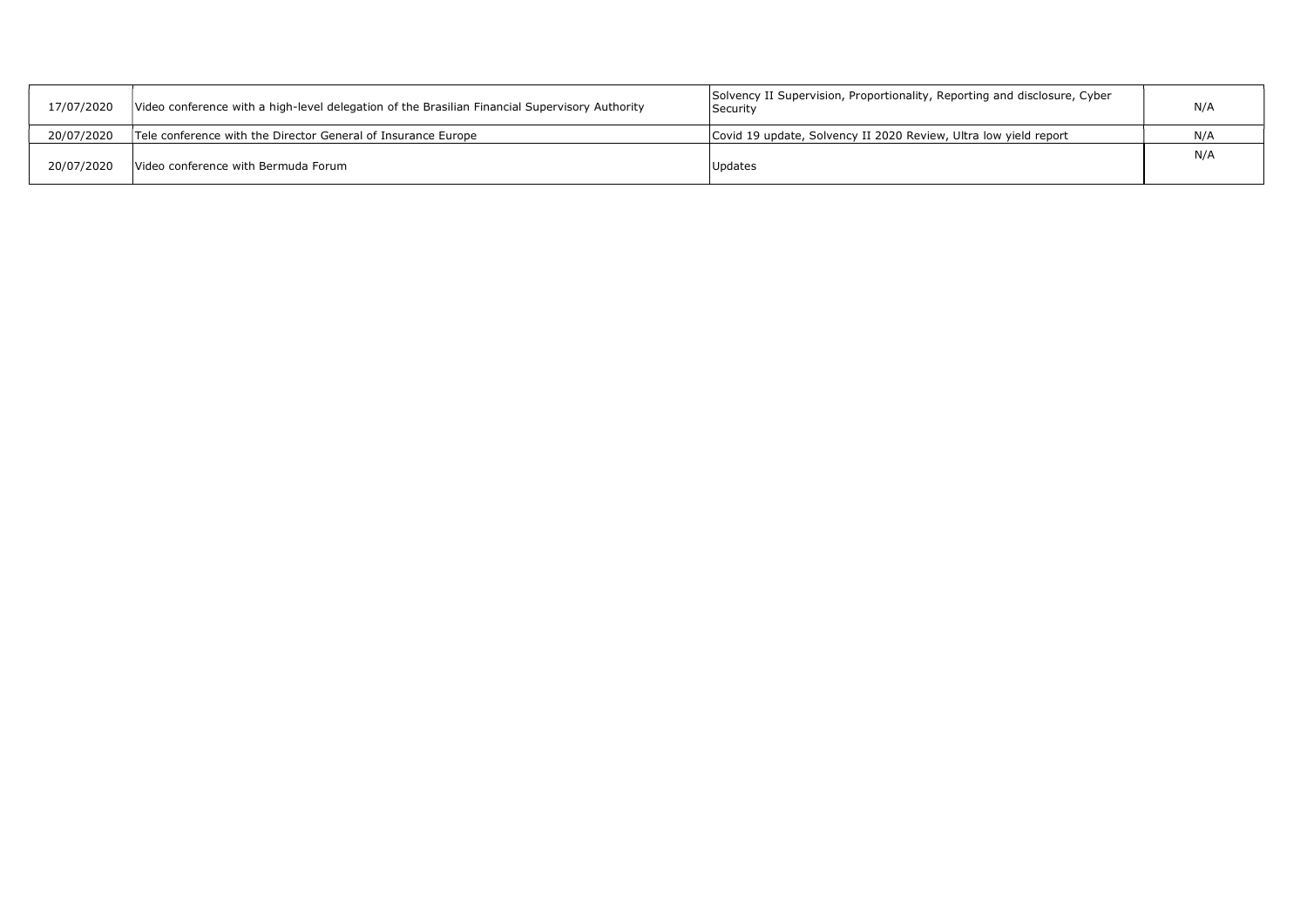| | | | |
|---|---|---|---|
| 17/07/2020 | Video conference with a high-level delegation of the Brasilian Financial Supervisory Authority | Solvency II Supervision, Proportionality, Reporting and disclosure, Cyber Security | N/A |
| 20/07/2020 | Tele conference with the Director General of Insurance Europe | Covid 19 update, Solvency II 2020 Review, Ultra low yield report | N/A |
| 20/07/2020 | Video conference with Bermuda Forum | Updates | N/A |